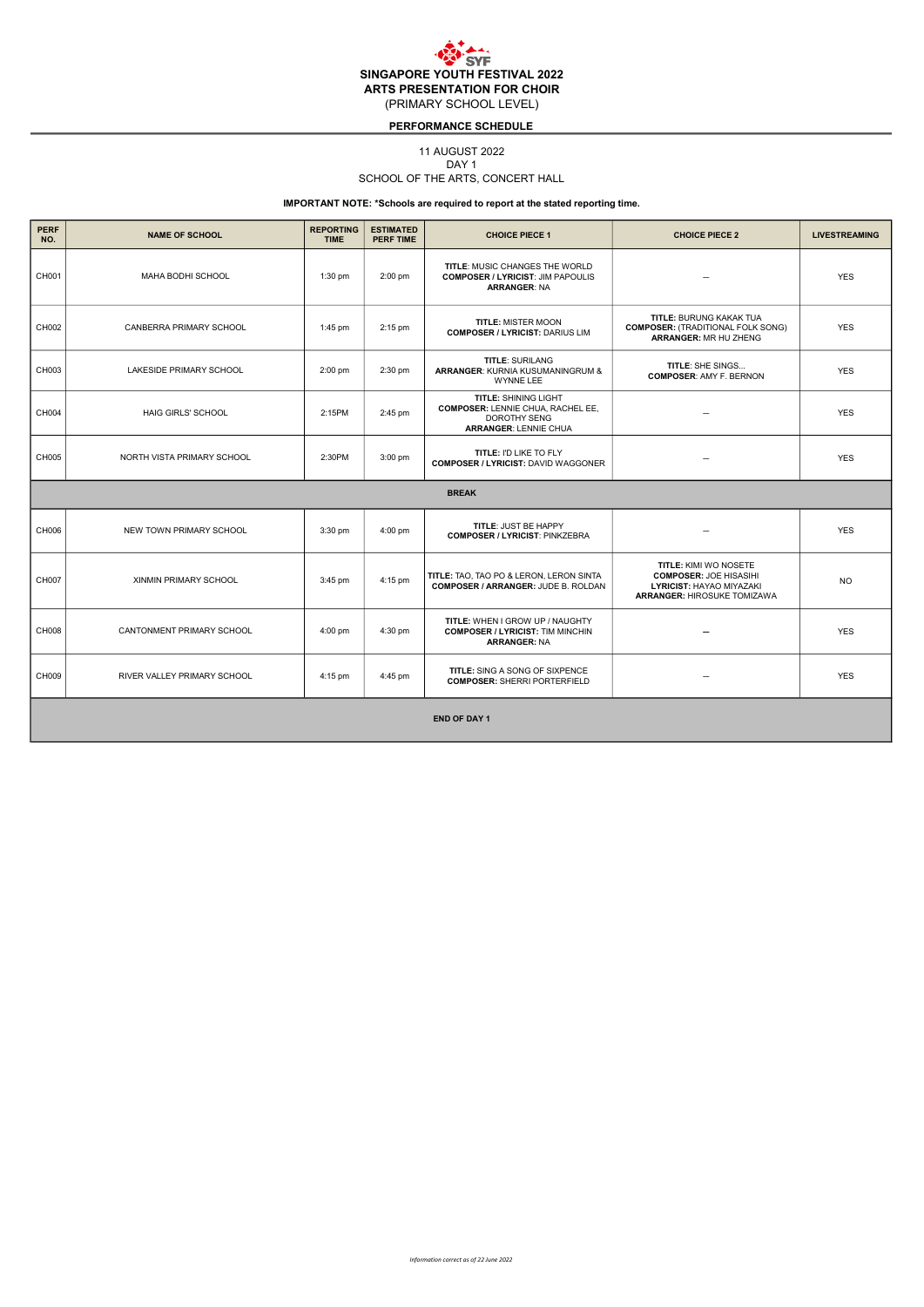# SINGAPORE YOUTH FESTIVAL 2022
## ARTS PRESENTATION FOR CHOIR
(PRIMARY SCHOOL LEVEL)

### PERFORMANCE SCHEDULE

11 AUGUST 2022
DAY 1
SCHOOL OF THE ARTS, CONCERT HALL

**IMPORTANT NOTE: *Schools are required to report at the stated reporting time.**

| PERF NO. | NAME OF SCHOOL | REPORTING TIME | ESTIMATED PERF TIME | CHOICE PIECE 1 | CHOICE PIECE 2 | LIVESTREAMING |
|---|---|---|---|---|---|---|
| CH001 | MAHA BODHI SCHOOL | 1:30 pm | 2:00 pm | **TITLE**: MUSIC CHANGES THE WORLD **COMPOSER / LYRICIST**: JIM PAPOULIS **ARRANGER**: NA | – | YES |
| CH002 | CANBERRA PRIMARY SCHOOL | 1:45 pm | 2:15 pm | **TITLE:** MISTER MOON **COMPOSER / LYRICIST:** DARIUS LIM | **TITLE:** BURUNG KAKAK TUA **COMPOSER:** (TRADITIONAL FOLK SONG) **ARRANGER:** MR HU ZHENG | YES |
| CH003 | LAKESIDE PRIMARY SCHOOL | 2:00 pm | 2:30 pm | **TITLE**: SURILANG **ARRANGER**: KURNIA KUSUMANINGRUM & WYNNE LEE | **TITLE**: SHE SINGS... **COMPOSER**: AMY F. BERNON | YES |
| CH004 | HAIG GIRLS' SCHOOL | 2:15PM | 2:45 pm | **TITLE:** SHINING LIGHT **COMPOSER:** LENNIE CHUA, RACHEL EE, DOROTHY SENG **ARRANGER**: LENNIE CHUA | – | YES |
| CH005 | NORTH VISTA PRIMARY SCHOOL | 2:30PM | 3:00 pm | **TITLE:** I'D LIKE TO FLY **COMPOSER / LYRICIST:** DAVID WAGGONER | – | YES |
| **BREAK** | | | | | | |
| CH006 | NEW TOWN PRIMARY SCHOOL | 3:30 pm | 4:00 pm | **TITLE**: JUST BE HAPPY **COMPOSER / LYRICIST**: PINKZEBRA | – | YES |
| CH007 | XINMIN PRIMARY SCHOOL | 3:45 pm | 4:15 pm | **TITLE:** TAO, TAO PO & LERON, LERON SINTA **COMPOSER / ARRANGER:** JUDE B. ROLDAN | **TITLE:** KIMI WO NOSETE **COMPOSER:** JOE HISASIHI **LYRICIST:** HAYAO MIYAZAKI **ARRANGER:** HIROSUKE TOMIZAWA | NO |
| CH008 | CANTONMENT PRIMARY SCHOOL | 4:00 pm | 4:30 pm | **TITLE:** WHEN I GROW UP / NAUGHTY **COMPOSER / LYRICIST:** TIM MINCHIN **ARRANGER:** NA | – | YES |
| CH009 | RIVER VALLEY PRIMARY SCHOOL | 4:15 pm | 4:45 pm | **TITLE:** SING A SONG OF SIXPENCE **COMPOSER:** SHERRI PORTERFIELD | – | YES |
| **END OF DAY 1** | | | | | | |

*Information correct as of 22 June 2022*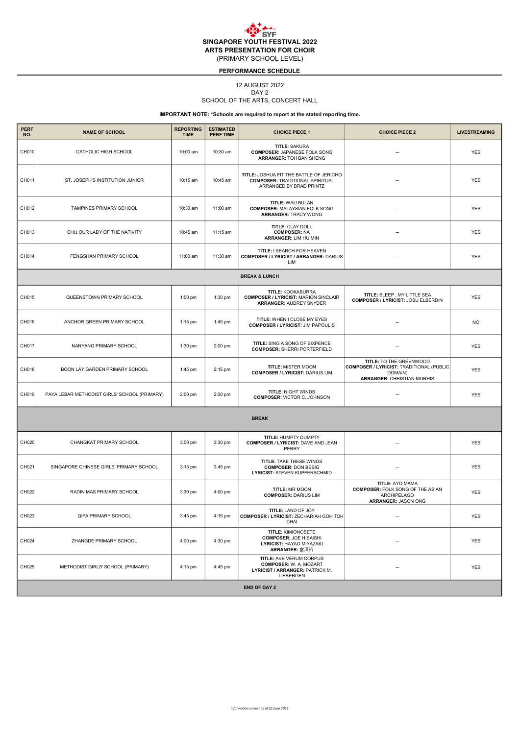# SINGAPORE YOUTH FESTIVAL 2022
## ARTS PRESENTATION FOR CHOIR
(PRIMARY SCHOOL LEVEL)

**PERFORMANCE SCHEDULE**

12 AUGUST 2022
DAY 2
SCHOOL OF THE ARTS, CONCERT HALL

**IMPORTANT NOTE: *Schools are required to report at the stated reporting time.**

| PERF NO. | NAME OF SCHOOL | REPORTING TIME | ESTIMATED PERF TIME | CHOICE PIECE 1 | CHOICE PIECE 2 | LIVESTREAMING |
|---|---|---|---|---|---|---|
| CH010 | CATHOLIC HIGH SCHOOL | 10:00 am | 10:30 am | **TITLE**: SAKURA **COMPOSER**: JAPANESE FOLK SONG **ARRANGER**: TOH BAN SHENG | – | YES |
| CH011 | ST. JOSEPH'S INSTITUTION JUNIOR | 10:15 am | 10:45 am | **TITLE:** JOSHUA FIT THE BATTLE OF JERICHO **COMPOSER:** TRADITIONAL SPIRITUAL ARRANGED BY BRAD PRINTZ | – | YES |
| CH012 | TAMPINES PRIMARY SCHOOL | 10:30 am | 11:00 am | **TITLE:** WAU BULAN **COMPOSER:** MALAYSIAN FOLK SONG **ARRANGER:** TRACY WONG | – | YES |
| CH013 | CHIJ OUR LADY OF THE NATIVITY | 10:45 am | 11:15 am | **TITLE:** CLAY DOLL **COMPOSER:** NA **ARRANGER:** LIM HUIMIN | – | YES |
| CH014 | FENGSHAN PRIMARY SCHOOL | 11:00 am | 11:30 am | **TITLE:** I SEARCH FOR HEAVEN **COMPOSER / LYRICIST / ARRANGER:** DARIUS LIM | – | YES |
| **BREAK & LUNCH** | | | | | | |
| CH015 | QUEENSTOWN PRIMARY SCHOOL | 1:00 pm | 1:30 pm | **TITLE:** KOOKABURRA **COMPOSER / LYRICIST:** MARION SINCLAIR **ARRANGER:** AUDREY SNYDER | **TITLE:** SLEEP , MY LITTLE SEA **COMPOSER / LYRICIST:** JOSU ELBERDIN | YES |
| CH016 | ANCHOR GREEN PRIMARY SCHOOL | 1:15 pm | 1:45 pm | **TITLE:** WHEN I CLOSE MY EYES **COMPOSER / LYRICIST:** JIM PAPOULIS | – | NO |
| CH017 | NANYANG PRIMARY SCHOOL | 1:30 pm | 2:00 pm | **TITLE:** SING A SONG OF SIXPENCE **COMPOSER:** SHERRI PORTERFIELD | – | YES |
| CH018 | BOON LAY GARDEN PRIMARY SCHOOL | 1:45 pm | 2:15 pm | **TITLE:** MISTER MOON **COMPOSER / LYRICIST:** DARIUS LIM | **TITLE:** TO THE GREENWOOD **COMPOSER / LYRICIST:** TRADITIONAL (PUBLIC DOMAIN) **ARRANGER:** CHRISTIAN MORRIS | YES |
| CH019 | PAYA LEBAR METHODIST GIRLS' SCHOOL (PRIMARY) | 2:00 pm | 2:30 pm | **TITLE:** NIGHT WINDS **COMPOSER:** VICTOR C. JOHNSON | – | YES |
| **BREAK** | | | | | | |
| CH020 | CHANGKAT PRIMARY SCHOOL | 3:00 pm | 3:30 pm | **TITLE:** HUMPTY DUMPTY **COMPOSER / LYRICIST:** DAVE AND JEAN PERRY | – | YES |
| CH021 | SINGAPORE CHINESE GIRLS' PRIMARY SCHOOL | 3:15 pm | 3:45 pm | **TITLE:** TAKE THESE WINGS **COMPOSER:** DON BESIG **LYRICIST:** STEVEN KUPFERSCHMID | – | YES |
| CH022 | RADIN MAS PRIMARY SCHOOL | 3:30 pm | 4:00 pm | **TITLE:** MR MOON **COMPOSER:** DARIUS LIM | **TITLE:** AYO MAMA **COMPOSER:** FOLK SONG OF THE ASIAN ARCHIPELAGO **ARRANGER:** JASON ONG | YES |
| CH023 | QIFA PRIMARY SCHOOL | 3:45 pm | 4:15 pm | **TITLE:** LAND OF JOY **COMPOSER / LYRICIST:** ZECHARIAH GOH TOH CHAI | – | YES |
| CH024 | ZHANGDE PRIMARY SCHOOL | 4:00 pm | 4:30 pm | **TITLE:** KIMIONOSETE **COMPOSER:** JOE HISAISHI **LYRICIST:** HAYAO MIYAZAKI **ARRANGER:** 富澤裕 | – | YES |
| CH025 | METHODIST GIRLS' SCHOOL (PRIMARY) | 4:15 pm | 4:45 pm | **TITLE:** AVE VERUM CORPUS **COMPOSER:** W. A. MOZART **LYRICIST / ARRANGER:** PATRICK M. LIEBERGEN | – | YES |
| **END OF DAY 2** | | | | | | |

*Information correct as of 22 June 2022*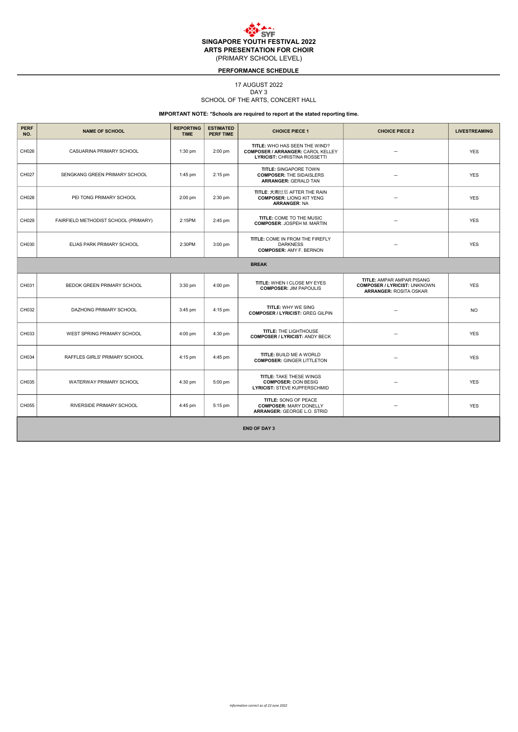# SINGAPORE YOUTH FESTIVAL 2022
## ARTS PRESENTATION FOR CHOIR
(PRIMARY SCHOOL LEVEL)

**PERFORMANCE SCHEDULE**

17 AUGUST 2022
DAY 3
SCHOOL OF THE ARTS, CONCERT HALL

**IMPORTANT NOTE: *Schools are required to report at the stated reporting time.**

| PERF NO. | NAME OF SCHOOL | REPORTING TIME | ESTIMATED PERF TIME | CHOICE PIECE 1 | CHOICE PIECE 2 | LIVESTREAMING |
|---|---|---|---|---|---|---|
| CH026 | CASUARINA PRIMARY SCHOOL | 1:30 pm | 2:00 pm | **TITLE:** WHO HAS SEEN THE WIND? **COMPOSER / ARRANGER:** CAROL KELLEY **LYRICIST:** CHRISTINA ROSSETTI | – | YES |
| CH027 | SENGKANG GREEN PRIMARY SCHOOL | 1:45 pm | 2:15 pm | **TITLE:** SINGAPORE TOWN **COMPOSER:** THE SIDAISLERS **ARRANGER:** GERALD TAN | – | YES |
| CH028 | PEI TONG PRIMARY SCHOOL | 2:00 pm | 2:30 pm | **TITLE**: 大雨过后 AFTER THE RAIN **COMPOSER**: LIONG KIT YENG **ARRANGER**: NA | – | YES |
| CH029 | FAIRFIELD METHODIST SCHOOL (PRIMARY) | 2:15PM | 2:45 pm | **TITLE:** COME TO THE MUSIC **COMPOSER**: JOSPEH M. MARTIN | – | YES |
| CH030 | ELIAS PARK PRIMARY SCHOOL | 2:30PM | 3:00 pm | **TITLE:** COME IN FROM THE FIREFLY DARKNESS **COMPOSER:** AMY F. BERNON | – | YES |
| **BREAK** | | | | | | |
| CH031 | BEDOK GREEN PRIMARY SCHOOL | 3:30 pm | 4:00 pm | **TITLE:** WHEN I CLOSE MY EYES **COMPOSER:** JIM PAPOULIS | **TITLE:** AMPAR AMPAR PISANG **COMPOSER / LYRICIST:** UNKNOWN **ARRANGER:** ROSITA OSKAR | YES |
| CH032 | DAZHONG PRIMARY SCHOOL | 3:45 pm | 4:15 pm | **TITLE:** WHY WE SING **COMPOSER / LYRICIST:** GREG GILPIN | – | NO |
| CH033 | WEST SPRING PRIMARY SCHOOL | 4:00 pm | 4:30 pm | **TITLE:** THE LIGHTHOUSE **COMPOSER / LYRICIST:** ANDY BECK | – | YES |
| CH034 | RAFFLES GIRLS' PRIMARY SCHOOL | 4:15 pm | 4:45 pm | **TITLE:** BUILD ME A WORLD **COMPOSER:** GINGER LITTLETON | – | YES |
| CH035 | WATERWAY PRIMARY SCHOOL | 4:30 pm | 5:00 pm | **TITLE:** TAKE THESE WINGS **COMPOSER:** DON BESIG **LYRICIST:** STEVE KUPFERSCHMID | – | YES |
| CH055 | RIVERSIDE PRIMARY SCHOOL | 4:45 pm | 5:15 pm | **TITLE:** SONG OF PEACE **COMPOSER:** MARY DONELLY **ARRANGER:** GEORGE L.O. STRID | – | YES |
| **END OF DAY 3** | | | | | | |

*Information correct as of 22 June 2022*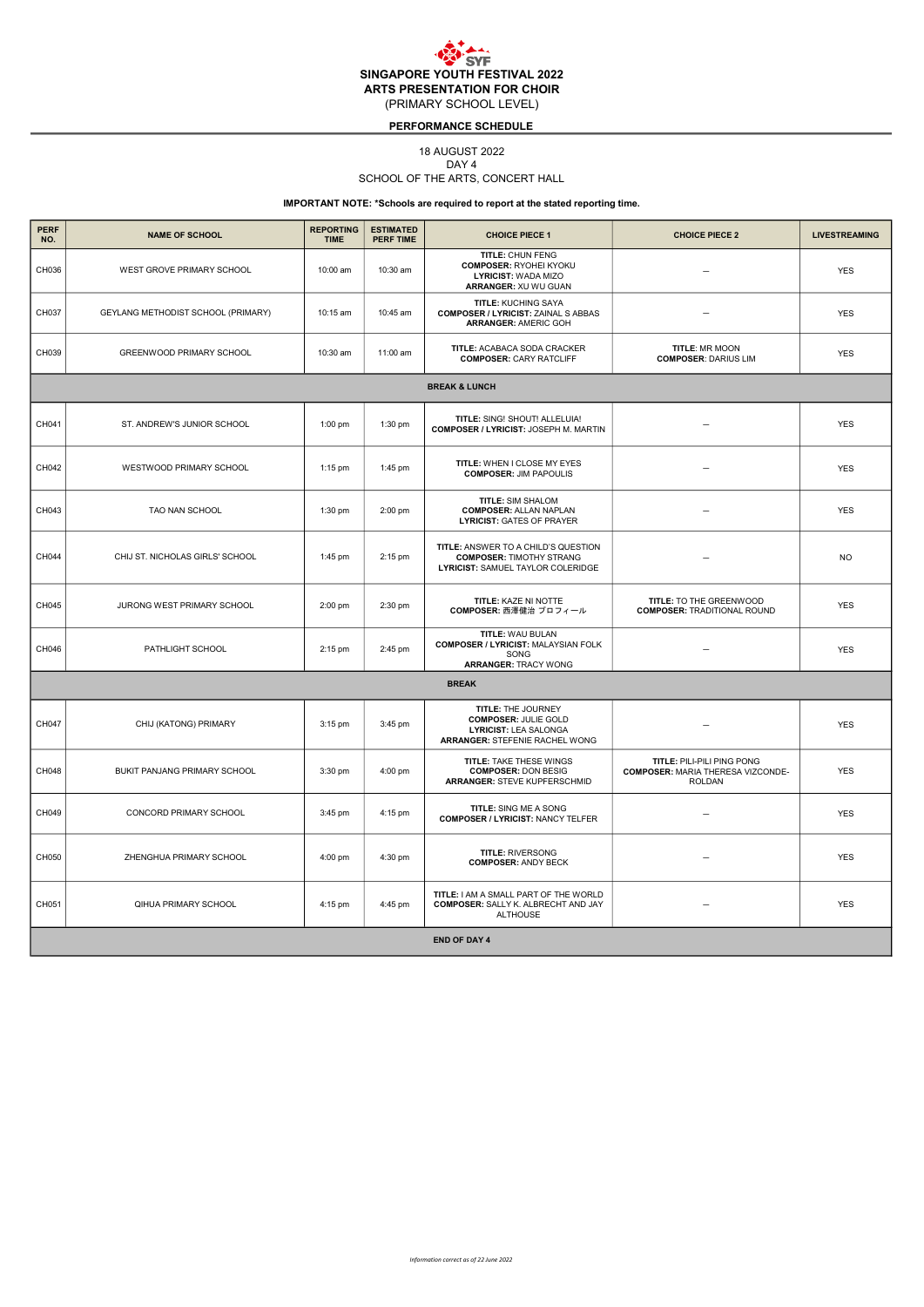# SINGAPORE YOUTH FESTIVAL 2022
## ARTS PRESENTATION FOR CHOIR
(PRIMARY SCHOOL LEVEL)

**PERFORMANCE SCHEDULE**

18 AUGUST 2022
DAY 4
SCHOOL OF THE ARTS, CONCERT HALL

**IMPORTANT NOTE: *Schools are required to report at the stated reporting time.**

| PERF NO. | NAME OF SCHOOL | REPORTING TIME | ESTIMATED PERF TIME | CHOICE PIECE 1 | CHOICE PIECE 2 | LIVESTREAMING |
|---|---|---|---|---|---|---|
| CH036 | WEST GROVE PRIMARY SCHOOL | 10:00 am | 10:30 am | **TITLE:** CHUN FENG **COMPOSER:** RYOHEI KYOKU **LYRICIST:** WADA MIZO **ARRANGER:** XU WU GUAN | – | YES |
| CH037 | GEYLANG METHODIST SCHOOL (PRIMARY) | 10:15 am | 10:45 am | **TITLE:** KUCHING SAYA **COMPOSER / LYRICIST:** ZAINAL S ABBAS **ARRANGER:** AMERIC GOH | – | YES |
| CH039 | GREENWOOD PRIMARY SCHOOL | 10:30 am | 11:00 am | **TITLE:** ACABACA SODA CRACKER **COMPOSER:** CARY RATCLIFF | **TITLE**: MR MOON **COMPOSER**: DARIUS LIM | YES |
| **BREAK & LUNCH** | | | | | | |
| CH041 | ST. ANDREW'S JUNIOR SCHOOL | 1:00 pm | 1:30 pm | **TITLE:** SING! SHOUT! ALLELUIA! **COMPOSER / LYRICIST:** JOSEPH M. MARTIN | – | YES |
| CH042 | WESTWOOD PRIMARY SCHOOL | 1:15 pm | 1:45 pm | **TITLE:** WHEN I CLOSE MY EYES **COMPOSER:** JIM PAPOULIS | – | YES |
| CH043 | TAO NAN SCHOOL | 1:30 pm | 2:00 pm | **TITLE:** SIM SHALOM **COMPOSER:** ALLAN NAPLAN **LYRICIST:** GATES OF PRAYER | – | YES |
| CH044 | CHIJ ST. NICHOLAS GIRLS' SCHOOL | 1:45 pm | 2:15 pm | **TITLE:** ANSWER TO A CHILD'S QUESTION **COMPOSER:** TIMOTHY STRANG **LYRICIST:** SAMUEL TAYLOR COLERIDGE | – | NO |
| CH045 | JURONG WEST PRIMARY SCHOOL | 2:00 pm | 2:30 pm | **TITLE:** KAZE NI NOTTE **COMPOSER:** 西澤健治 プロフィール | **TITLE:** TO THE GREENWOOD **COMPOSER:** TRADITIONAL ROUND | YES |
| CH046 | PATHLIGHT SCHOOL | 2:15 pm | 2:45 pm | **TITLE:** WAU BULAN **COMPOSER / LYRICIST:** MALAYSIAN FOLK SONG **ARRANGER:** TRACY WONG | – | YES |
| **BREAK** | | | | | | |
| CH047 | CHIJ (KATONG) PRIMARY | 3:15 pm | 3:45 pm | **TITLE:** THE JOURNEY **COMPOSER:** JULIE GOLD **LYRICIST:** LEA SALONGA **ARRANGER:** STEFENIE RACHEL WONG | – | YES |
| CH048 | BUKIT PANJANG PRIMARY SCHOOL | 3:30 pm | 4:00 pm | **TITLE:** TAKE THESE WINGS **COMPOSER:** DON BESIG **ARRANGER:** STEVE KUPFERSCHMID | **TITLE:** PILI-PILI PING PONG **COMPOSER:** MARIA THERESA VIZCONDE-ROLDAN | YES |
| CH049 | CONCORD PRIMARY SCHOOL | 3:45 pm | 4:15 pm | **TITLE:** SING ME A SONG **COMPOSER / LYRICIST:** NANCY TELFER | – | YES |
| CH050 | ZHENGHUA PRIMARY SCHOOL | 4:00 pm | 4:30 pm | **TITLE:** RIVERSONG **COMPOSER:** ANDY BECK | – | YES |
| CH051 | QIHUA PRIMARY SCHOOL | 4:15 pm | 4:45 pm | **TITLE:** I AM A SMALL PART OF THE WORLD **COMPOSER:** SALLY K. ALBRECHT AND JAY ALTHOUSE | – | YES |
| **END OF DAY 4** | | | | | | |

*Information correct as of 22 June 2022*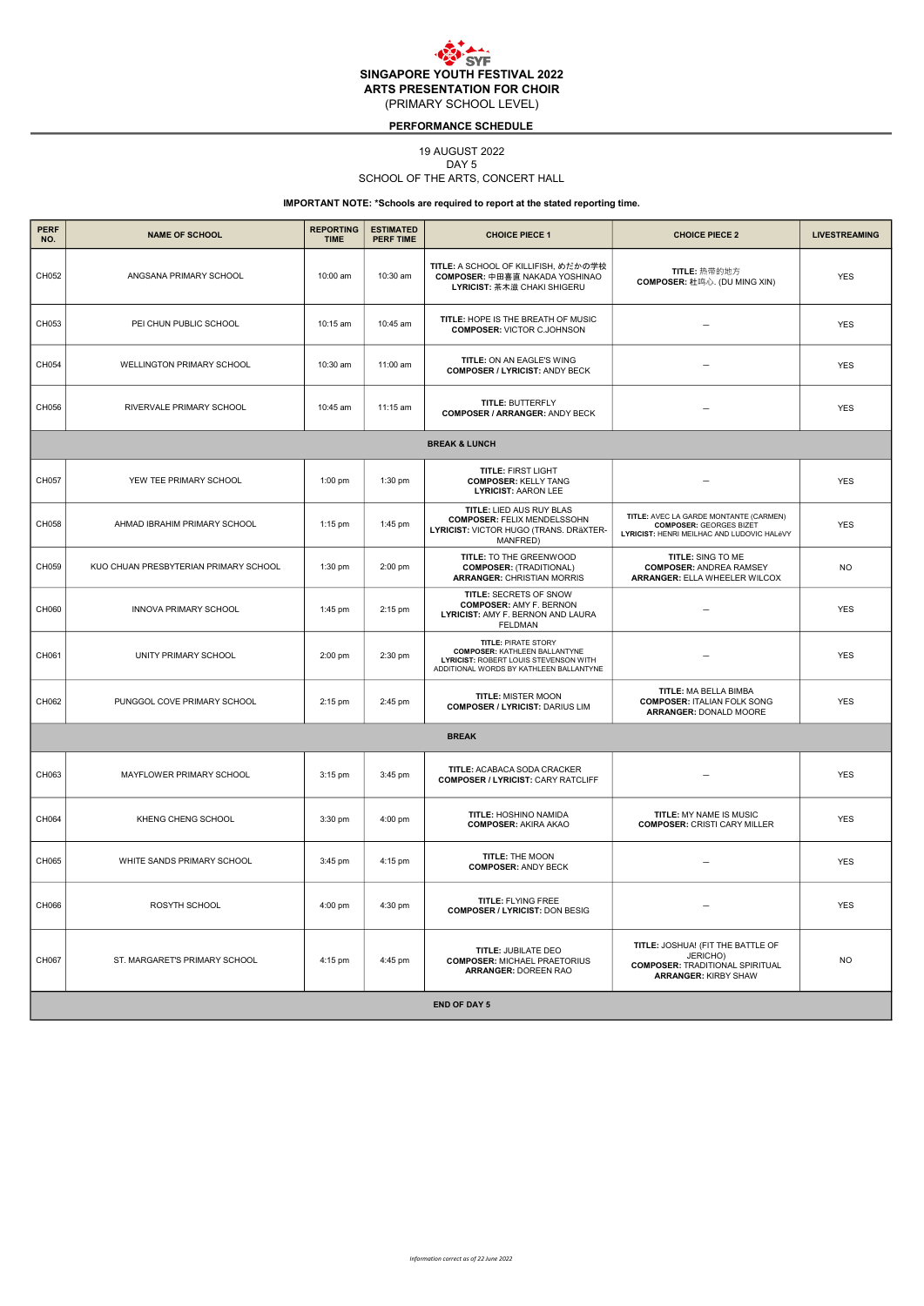# SINGAPORE YOUTH FESTIVAL 2022
## ARTS PRESENTATION FOR CHOIR
(PRIMARY SCHOOL LEVEL)

**PERFORMANCE SCHEDULE**

19 AUGUST 2022
DAY 5
SCHOOL OF THE ARTS, CONCERT HALL

**IMPORTANT NOTE: *Schools are required to report at the stated reporting time.**

| PERF NO. | NAME OF SCHOOL | REPORTING TIME | ESTIMATED PERF TIME | CHOICE PIECE 1 | CHOICE PIECE 2 | LIVESTREAMING |
|---|---|---|---|---|---|---|
| CH052 | ANGSANA PRIMARY SCHOOL | 10:00 am | 10:30 am | **TITLE:** A SCHOOL OF KILLIFISH, めだかの学校 **COMPOSER:** 中田喜直 NAKADA YOSHINAO **LYRICIST:** 茶木滋 CHAKI SHIGERU | **TITLE:** 热带的地方 **COMPOSER:** 杜鸣心. (DU MING XIN) | YES |
| CH053 | PEI CHUN PUBLIC SCHOOL | 10:15 am | 10:45 am | **TITLE:** HOPE IS THE BREATH OF MUSIC **COMPOSER:** VICTOR C.JOHNSON | – | YES |
| CH054 | WELLINGTON PRIMARY SCHOOL | 10:30 am | 11:00 am | **TITLE:** ON AN EAGLE'S WING **COMPOSER / LYRICIST:** ANDY BECK | – | YES |
| CH056 | RIVERVALE PRIMARY SCHOOL | 10:45 am | 11:15 am | **TITLE:** BUTTERFLY **COMPOSER / ARRANGER:** ANDY BECK | – | YES |
| **BREAK & LUNCH** | | | | | | |
| CH057 | YEW TEE PRIMARY SCHOOL | 1:00 pm | 1:30 pm | **TITLE:** FIRST LIGHT **COMPOSER:** KELLY TANG **LYRICIST:** AARON LEE | – | YES |
| CH058 | AHMAD IBRAHIM PRIMARY SCHOOL | 1:15 pm | 1:45 pm | **TITLE:** LIED AUS RUY BLAS **COMPOSER:** FELIX MENDELSSOHN **LYRICIST:** VICTOR HUGO (TRANS. DRäXTER-MANFRED) | **TITLE:** AVEC LA GARDE MONTANTE (CARMEN) **COMPOSER:** GEORGES BIZET **LYRICIST:** HENRI MEILHAC AND LUDOVIC HALéVY | YES |
| CH059 | KUO CHUAN PRESBYTERIAN PRIMARY SCHOOL | 1:30 pm | 2:00 pm | **TITLE:** TO THE GREENWOOD **COMPOSER:** (TRADITIONAL) **ARRANGER:** CHRISTIAN MORRIS | **TITLE:** SING TO ME **COMPOSER:** ANDREA RAMSEY **ARRANGER:** ELLA WHEELER WILCOX | NO |
| CH060 | INNOVA PRIMARY SCHOOL | 1:45 pm | 2:15 pm | **TITLE:** SECRETS OF SNOW **COMPOSER:** AMY F. BERNON **LYRICIST:** AMY F. BERNON AND LAURA FELDMAN | – | YES |
| CH061 | UNITY PRIMARY SCHOOL | 2:00 pm | 2:30 pm | **TITLE:** PIRATE STORY **COMPOSER:** KATHLEEN BALLANTYNE **LYRICIST:** ROBERT LOUIS STEVENSON WITH ADDITIONAL WORDS BY KATHLEEN BALLANTYNE | – | YES |
| CH062 | PUNGGOL COVE PRIMARY SCHOOL | 2:15 pm | 2:45 pm | **TITLE:** MISTER MOON **COMPOSER / LYRICIST:** DARIUS LIM | **TITLE:** MA BELLA BIMBA **COMPOSER:** ITALIAN FOLK SONG **ARRANGER:** DONALD MOORE | YES |
| **BREAK** | | | | | | |
| CH063 | MAYFLOWER PRIMARY SCHOOL | 3:15 pm | 3:45 pm | **TITLE:** ACABACA SODA CRACKER **COMPOSER / LYRICIST:** CARY RATCLIFF | – | YES |
| CH064 | KHENG CHENG SCHOOL | 3:30 pm | 4:00 pm | **TITLE:** HOSHINO NAMIDA **COMPOSER:** AKIRA AKAO | **TITLE:** MY NAME IS MUSIC **COMPOSER:** CRISTI CARY MILLER | YES |
| CH065 | WHITE SANDS PRIMARY SCHOOL | 3:45 pm | 4:15 pm | **TITLE:** THE MOON **COMPOSER:** ANDY BECK | – | YES |
| CH066 | ROSYTH SCHOOL | 4:00 pm | 4:30 pm | **TITLE:** FLYING FREE **COMPOSER / LYRICIST:** DON BESIG | – | YES |
| CH067 | ST. MARGARET'S PRIMARY SCHOOL | 4:15 pm | 4:45 pm | **TITLE:** JUBILATE DEO **COMPOSER:** MICHAEL PRAETORIUS **ARRANGER:** DOREEN RAO | **TITLE:** JOSHUA! (FIT THE BATTLE OF JERICHO) **COMPOSER:** TRADITIONAL SPIRITUAL **ARRANGER:** KIRBY SHAW | NO |
| **END OF DAY 5** | | | | | | |

*Information correct as of 22 June 2022*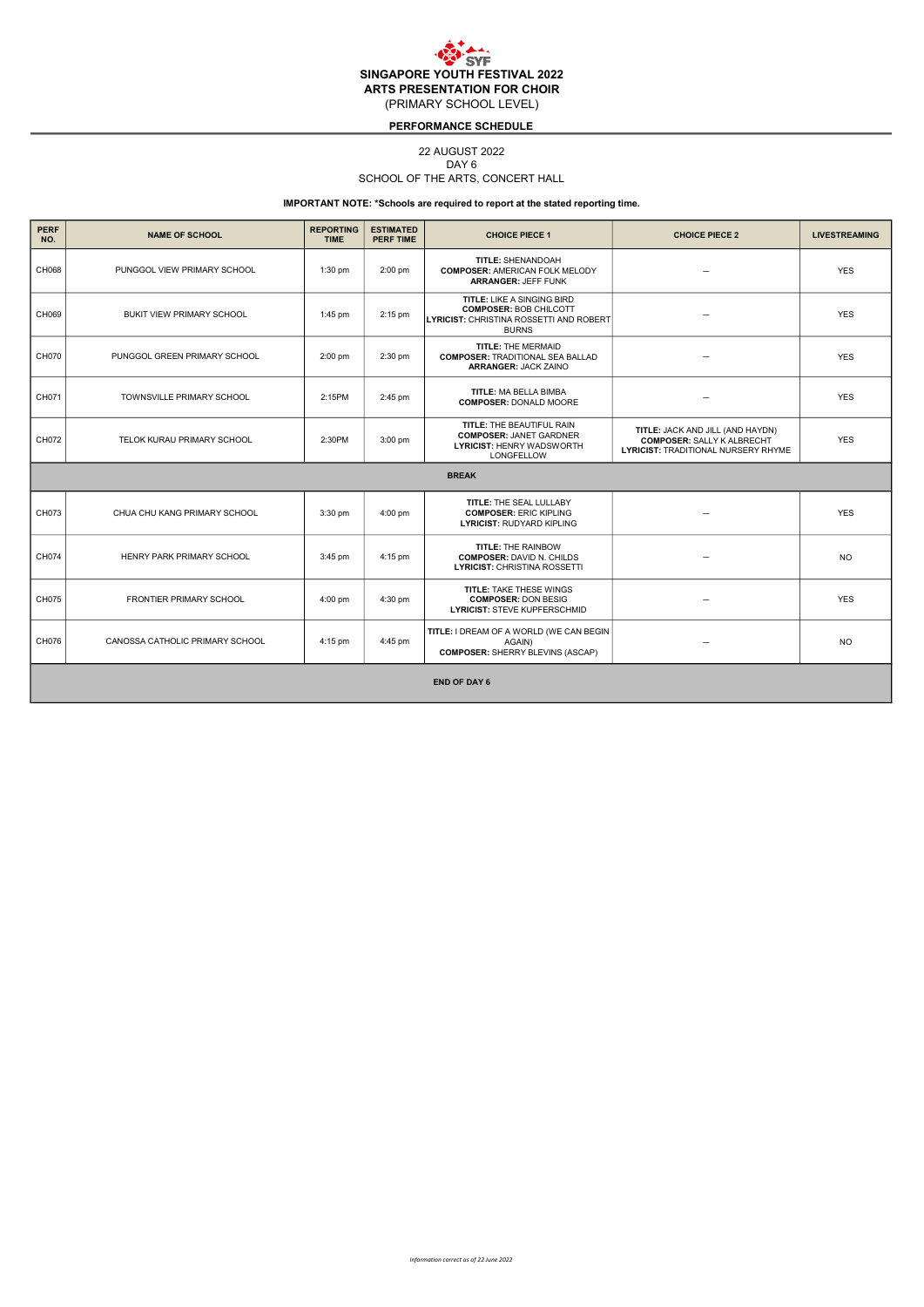# SINGAPORE YOUTH FESTIVAL 2022
## ARTS PRESENTATION FOR CHOIR
(PRIMARY SCHOOL LEVEL)

**PERFORMANCE SCHEDULE**

22 AUGUST 2022
DAY 6
SCHOOL OF THE ARTS, CONCERT HALL

**IMPORTANT NOTE: *Schools are required to report at the stated reporting time.**

| PERF NO. | NAME OF SCHOOL | REPORTING TIME | ESTIMATED PERF TIME | CHOICE PIECE 1 | CHOICE PIECE 2 | LIVESTREAMING |
|---|---|---|---|---|---|---|
| CH068 | PUNGGOL VIEW PRIMARY SCHOOL | 1:30 pm | 2:00 pm | **TITLE:** SHENANDOAH **COMPOSER:** AMERICAN FOLK MELODY **ARRANGER:** JEFF FUNK | – | YES |
| CH069 | BUKIT VIEW PRIMARY SCHOOL | 1:45 pm | 2:15 pm | **TITLE:** LIKE A SINGING BIRD **COMPOSER:** BOB CHILCOTT **LYRICIST:** CHRISTINA ROSSETTI AND ROBERT BURNS | – | YES |
| CH070 | PUNGGOL GREEN PRIMARY SCHOOL | 2:00 pm | 2:30 pm | **TITLE:** THE MERMAID **COMPOSER:** TRADITIONAL SEA BALLAD **ARRANGER:** JACK ZAINO | – | YES |
| CH071 | TOWNSVILLE PRIMARY SCHOOL | 2:15PM | 2:45 pm | **TITLE:** MA BELLA BIMBA **COMPOSER:** DONALD MOORE | – | YES |
| CH072 | TELOK KURAU PRIMARY SCHOOL | 2:30PM | 3:00 pm | **TITLE:** THE BEAUTIFUL RAIN **COMPOSER:** JANET GARDNER **LYRICIST:** HENRY WADSWORTH LONGFELLOW | **TITLE:** JACK AND JILL (AND HAYDN) **COMPOSER:** SALLY K ALBRECHT **LYRICIST:** TRADITIONAL NURSERY RHYME | YES |
| **BREAK** | | | | | | |
| CH073 | CHUA CHU KANG PRIMARY SCHOOL | 3:30 pm | 4:00 pm | **TITLE:** THE SEAL LULLABY **COMPOSER:** ERIC KIPLING **LYRICIST:** RUDYARD KIPLING | – | YES |
| CH074 | HENRY PARK PRIMARY SCHOOL | 3:45 pm | 4:15 pm | **TITLE:** THE RAINBOW **COMPOSER:** DAVID N. CHILDS **LYRICIST:** CHRISTINA ROSSETTI | – | NO |
| CH075 | FRONTIER PRIMARY SCHOOL | 4:00 pm | 4:30 pm | **TITLE:** TAKE THESE WINGS **COMPOSER:** DON BESIG **LYRICIST:** STEVE KUPFERSCHMID | – | YES |
| CH076 | CANOSSA CATHOLIC PRIMARY SCHOOL | 4:15 pm | 4:45 pm | **TITLE:** I DREAM OF A WORLD (WE CAN BEGIN AGAIN) **COMPOSER:** SHERRY BLEVINS (ASCAP) | – | NO |
| **END OF DAY 6** | | | | | | |

*Information correct as of 22 June 2022*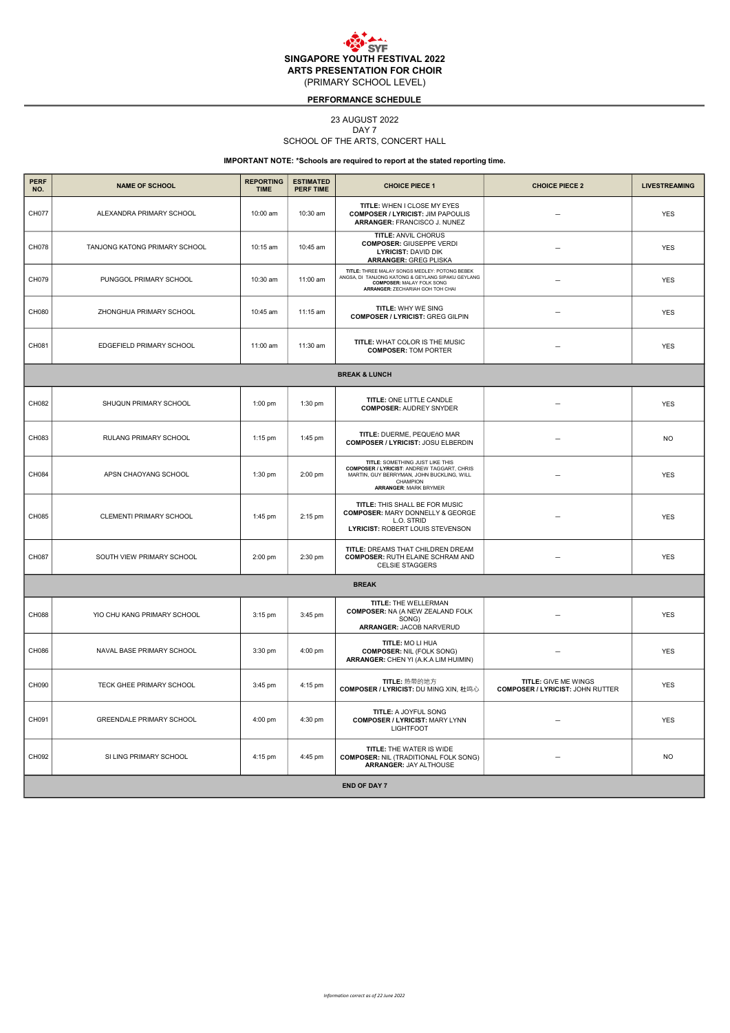# SINGAPORE YOUTH FESTIVAL 2022
## ARTS PRESENTATION FOR CHOIR
(PRIMARY SCHOOL LEVEL)

**PERFORMANCE SCHEDULE**

23 AUGUST 2022
DAY 7
SCHOOL OF THE ARTS, CONCERT HALL

**IMPORTANT NOTE: *Schools are required to report at the stated reporting time.**

| PERF NO. | NAME OF SCHOOL | REPORTING TIME | ESTIMATED PERF TIME | CHOICE PIECE 1 | CHOICE PIECE 2 | LIVESTREAMING |
|---|---|---|---|---|---|---|
| CH077 | ALEXANDRA PRIMARY SCHOOL | 10:00 am | 10:30 am | **TITLE:** WHEN I CLOSE MY EYES **COMPOSER / LYRICIST:** JIM PAPOULIS **ARRANGER:** FRANCISCO J. NUNEZ | – | YES |
| CH078 | TANJONG KATONG PRIMARY SCHOOL | 10:15 am | 10:45 am | **TITLE:** ANVIL CHORUS **COMPOSER:** GIUSEPPE VERDI **LYRICIST:** DAVID DIK **ARRANGER:** GREG PLISKA | – | YES |
| CH079 | PUNGGOL PRIMARY SCHOOL | 10:30 am | 11:00 am | **TITLE:** THREE MALAY SONGS MEDLEY: POTONG BEBEK ANGSA, DI TANJONG KATONG & GEYLANG SIPAKU GEYLANG **COMPOSER:** MALAY FOLK SONG **ARRANGER:** ZECHARIAH GOH TOH CHAI | – | YES |
| CH080 | ZHONGHUA PRIMARY SCHOOL | 10:45 am | 11:15 am | **TITLE:** WHY WE SING **COMPOSER / LYRICIST:** GREG GILPIN | – | YES |
| CH081 | EDGEFIELD PRIMARY SCHOOL | 11:00 am | 11:30 am | **TITLE:** WHAT COLOR IS THE MUSIC **COMPOSER:** TOM PORTER | – | YES |
| **BREAK & LUNCH** | | | | | | |
| CH082 | SHUQUN PRIMARY SCHOOL | 1:00 pm | 1:30 pm | **TITLE:** ONE LITTLE CANDLE **COMPOSER:** AUDREY SNYDER | – | YES |
| CH083 | RULANG PRIMARY SCHOOL | 1:15 pm | 1:45 pm | **TITLE:** DUERME, PEQUEñO MAR **COMPOSER / LYRICIST:** JOSU ELBERDIN | – | NO |
| CH084 | APSN CHAOYANG SCHOOL | 1:30 pm | 2:00 pm | **TITLE:** SOMETHING JUST LIKE THIS **COMPOSER / LYRICIST:** ANDREW TAGGART, CHRIS MARTIN, GUY BERRYMAN, JOHN BUCKLING, WILL CHAMPION **ARRANGER:** MARK BRYMER | – | YES |
| CH085 | CLEMENTI PRIMARY SCHOOL | 1:45 pm | 2:15 pm | **TITLE:** THIS SHALL BE FOR MUSIC **COMPOSER:** MARY DONNELLY & GEORGE L.O. STRID **LYRICIST:** ROBERT LOUIS STEVENSON | – | YES |
| CH087 | SOUTH VIEW PRIMARY SCHOOL | 2:00 pm | 2:30 pm | **TITLE:** DREAMS THAT CHILDREN DREAM **COMPOSER:** RUTH ELAINE SCHRAM AND CELSIE STAGGERS | – | YES |
| **BREAK** | | | | | | |
| CH088 | YIO CHU KANG PRIMARY SCHOOL | 3:15 pm | 3:45 pm | **TITLE:** THE WELLERMAN **COMPOSER:** NA (A NEW ZEALAND FOLK SONG) **ARRANGER:** JACOB NARVERUD | – | YES |
| CH086 | NAVAL BASE PRIMARY SCHOOL | 3:30 pm | 4:00 pm | **TITLE:** MO LI HUA **COMPOSER:** NIL (FOLK SONG) **ARRANGER:** CHEN YI (A.K.A LIM HUIMIN) | – | YES |
| CH090 | TECK GHEE PRIMARY SCHOOL | 3:45 pm | 4:15 pm | **TITLE:** 热带的地方 **COMPOSER / LYRICIST:** DU MING XIN, 杜鸣心 | **TITLE:** GIVE ME WINGS **COMPOSER / LYRICIST:** JOHN RUTTER | YES |
| CH091 | GREENDALE PRIMARY SCHOOL | 4:00 pm | 4:30 pm | **TITLE:** A JOYFUL SONG **COMPOSER / LYRICIST:** MARY LYNN LIGHTFOOT | – | YES |
| CH092 | SI LING PRIMARY SCHOOL | 4:15 pm | 4:45 pm | **TITLE:** THE WATER IS WIDE **COMPOSER:** NIL (TRADITIONAL FOLK SONG) **ARRANGER:** JAY ALTHOUSE | – | NO |
| **END OF DAY 7** | | | | | | |

*Information correct as of 22 June 2022*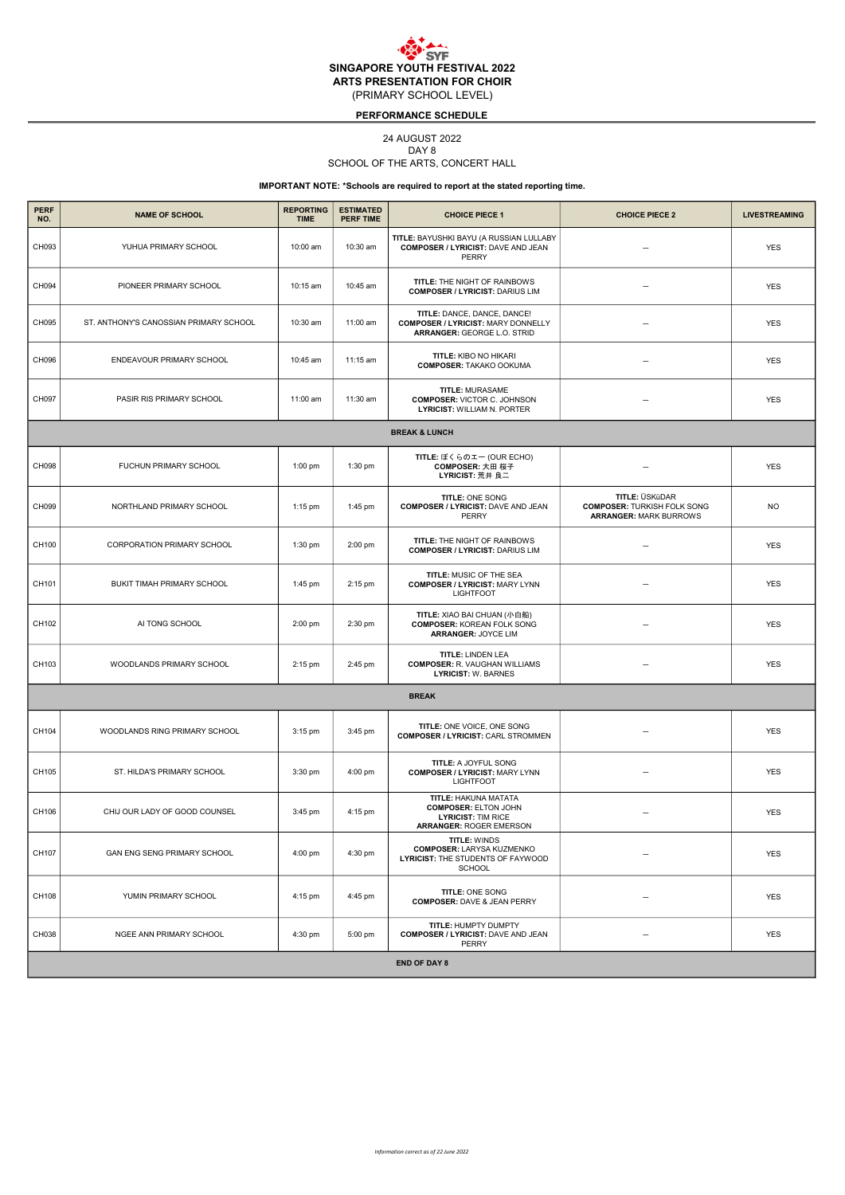# SINGAPORE YOUTH FESTIVAL 2022
## ARTS PRESENTATION FOR CHOIR
(PRIMARY SCHOOL LEVEL)

**PERFORMANCE SCHEDULE**

24 AUGUST 2022
DAY 8
SCHOOL OF THE ARTS, CONCERT HALL

**IMPORTANT NOTE: *Schools are required to report at the stated reporting time.**

| PERF NO. | NAME OF SCHOOL | REPORTING TIME | ESTIMATED PERF TIME | CHOICE PIECE 1 | CHOICE PIECE 2 | LIVESTREAMING |
|---|---|---|---|---|---|---|
| CH093 | YUHUA PRIMARY SCHOOL | 10:00 am | 10:30 am | **TITLE:** BAYUSHKI BAYU (A RUSSIAN LULLABY **COMPOSER / LYRICIST:** DAVE AND JEAN PERRY | – | YES |
| CH094 | PIONEER PRIMARY SCHOOL | 10:15 am | 10:45 am | **TITLE:** THE NIGHT OF RAINBOWS **COMPOSER / LYRICIST:** DARIUS LIM | – | YES |
| CH095 | ST. ANTHONY'S CANOSSIAN PRIMARY SCHOOL | 10:30 am | 11:00 am | **TITLE:** DANCE, DANCE, DANCE! **COMPOSER / LYRICIST:** MARY DONNELLY **ARRANGER:** GEORGE L.O. STRID | – | YES |
| CH096 | ENDEAVOUR PRIMARY SCHOOL | 10:45 am | 11:15 am | **TITLE:** KIBO NO HIKARI **COMPOSER:** TAKAKO OOKUMA | – | YES |
| CH097 | PASIR RIS PRIMARY SCHOOL | 11:00 am | 11:30 am | **TITLE:** MURASAME **COMPOSER:** VICTOR C. JOHNSON **LYRICIST:** WILLIAM N. PORTER | – | YES |
| **BREAK & LUNCH** | | | | | | |
| CH098 | FUCHUN PRIMARY SCHOOL | 1:00 pm | 1:30 pm | **TITLE:** ぼくらのエー (OUR ECHO) **COMPOSER:** 大田 桜子 **LYRICIST:** 荒井 良二 | – | YES |
| CH099 | NORTHLAND PRIMARY SCHOOL | 1:15 pm | 1:45 pm | **TITLE:** ONE SONG **COMPOSER / LYRICIST:** DAVE AND JEAN PERRY | **TITLE:** ÜSKüDAR **COMPOSER:** TURKISH FOLK SONG **ARRANGER:** MARK BURROWS | NO |
| CH100 | CORPORATION PRIMARY SCHOOL | 1:30 pm | 2:00 pm | **TITLE:** THE NIGHT OF RAINBOWS **COMPOSER / LYRICIST:** DARIUS LIM | – | YES |
| CH101 | BUKIT TIMAH PRIMARY SCHOOL | 1:45 pm | 2:15 pm | **TITLE:** MUSIC OF THE SEA **COMPOSER / LYRICIST:** MARY LYNN LIGHTFOOT | – | YES |
| CH102 | AI TONG SCHOOL | 2:00 pm | 2:30 pm | **TITLE:** XIAO BAI CHUAN (小白船) **COMPOSER:** KOREAN FOLK SONG **ARRANGER:** JOYCE LIM | – | YES |
| CH103 | WOODLANDS PRIMARY SCHOOL | 2:15 pm | 2:45 pm | **TITLE:** LINDEN LEA **COMPOSER:** R. VAUGHAN WILLIAMS **LYRICIST:** W. BARNES | – | YES |
| **BREAK** | | | | | | |
| CH104 | WOODLANDS RING PRIMARY SCHOOL | 3:15 pm | 3:45 pm | **TITLE:** ONE VOICE, ONE SONG **COMPOSER / LYRICIST:** CARL STROMMEN | – | YES |
| CH105 | ST. HILDA'S PRIMARY SCHOOL | 3:30 pm | 4:00 pm | **TITLE:** A JOYFUL SONG **COMPOSER / LYRICIST:** MARY LYNN LIGHTFOOT | – | YES |
| CH106 | CHIJ OUR LADY OF GOOD COUNSEL | 3:45 pm | 4:15 pm | **TITLE:** HAKUNA MATATA **COMPOSER:** ELTON JOHN **LYRICIST:** TIM RICE **ARRANGER:** ROGER EMERSON | – | YES |
| CH107 | GAN ENG SENG PRIMARY SCHOOL | 4:00 pm | 4:30 pm | **TITLE:** WINDS **COMPOSER:** LARYSA KUZMENKO **LYRICIST:** THE STUDENTS OF FAYWOOD SCHOOL | – | YES |
| CH108 | YUMIN PRIMARY SCHOOL | 4:15 pm | 4:45 pm | **TITLE:** ONE SONG **COMPOSER:** DAVE & JEAN PERRY | – | YES |
| CH038 | NGEE ANN PRIMARY SCHOOL | 4:30 pm | 5:00 pm | **TITLE:** HUMPTY DUMPTY **COMPOSER / LYRICIST:** DAVE AND JEAN PERRY | – | YES |
| **END OF DAY 8** | | | | | | |

*Information correct as of 22 June 2022*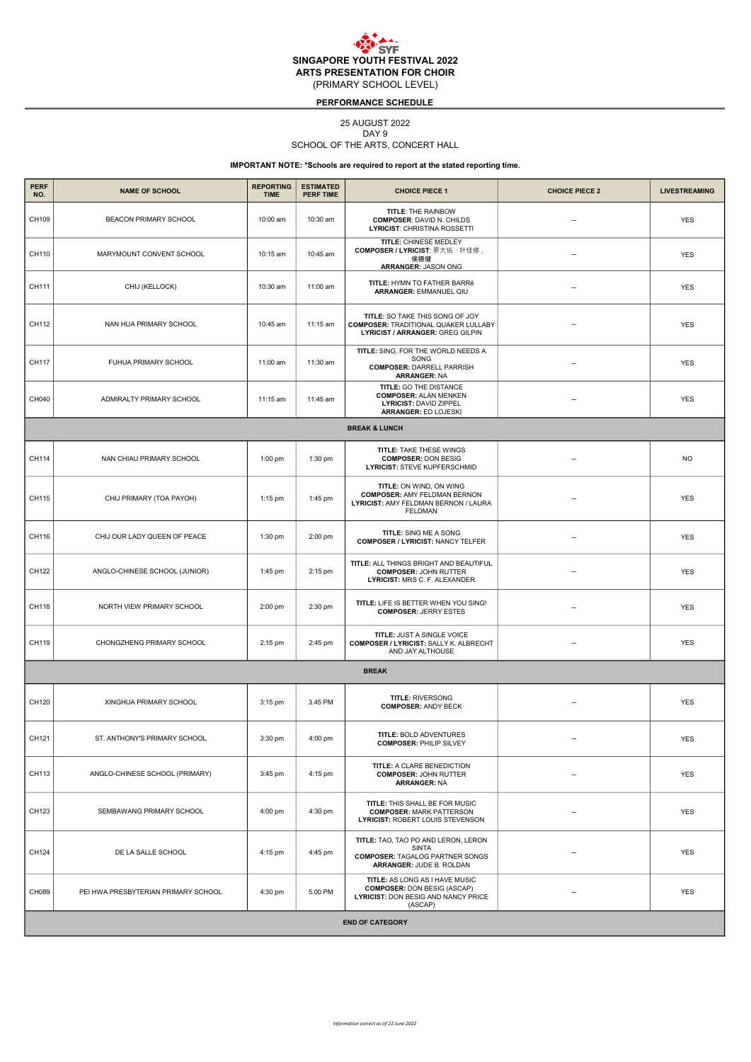# SINGAPORE YOUTH FESTIVAL 2022
## ARTS PRESENTATION FOR CHOIR
(PRIMARY SCHOOL LEVEL)

**PERFORMANCE SCHEDULE**

25 AUGUST 2022
DAY 9
SCHOOL OF THE ARTS, CONCERT HALL

**IMPORTANT NOTE: *Schools are required to report at the stated reporting time.**

| PERF NO. | NAME OF SCHOOL | REPORTING TIME | ESTIMATED PERF TIME | CHOICE PIECE 1 | CHOICE PIECE 2 | LIVESTREAMING |
|---|---|---|---|---|---|---|
| CH109 | BEACON PRIMARY SCHOOL | 10:00 am | 10:30 am | **TITLE**: THE RAINBOW **COMPOSER**: DAVID N. CHILDS **LYRICIST**: CHRISTINA ROSSETTI | – | YES |
| CH110 | MARYMOUNT CONVENT SCHOOL | 10:15 am | 10:45 am | **TITLE:** CHINESE MEDLEY **COMPOSER / LYRICIST**: 罗大佑，叶佳修，侯德健 **ARRANGER:** JASON ONG | – | YES |
| CH111 | CHIJ (KELLOCK) | 10:30 am | 11:00 am | **TITLE:** HYMN TO FATHER BARRé **ARRANGER:** EMMANUEL QIU | – | YES |
| CH112 | NAN HUA PRIMARY SCHOOL | 10:45 am | 11:15 am | **TITLE:** SO TAKE THIS SONG OF JOY **COMPOSER:** TRADITIONAL QUAKER LULLABY **LYRICIST / ARRANGER:** GREG GILPIN | – | YES |
| CH117 | FUHUA PRIMARY SCHOOL | 11:00 am | 11:30 am | **TITLE:** SING, FOR THE WORLD NEEDS A SONG **COMPOSER:** DARRELL PARRISH **ARRANGER:** NA | – | YES |
| CH040 | ADMIRALTY PRIMARY SCHOOL | 11:15 am | 11:45 am | **TITLE:** GO THE DISTANCE **COMPOSER:** ALAN MENKEN **LYRICIST:** DAVID ZIPPEL **ARRANGER:** ED LOJESKI | – | YES |
| | | | | **BREAK & LUNCH** | | |
| CH114 | NAN CHIAU PRIMARY SCHOOL | 1:00 pm | 1:30 pm | **TITLE:** TAKE THESE WINGS **COMPOSER:** DON BESIG **LYRICIST:** STEVE KUPFERSCHMID | – | NO |
| CH115 | CHIJ PRIMARY (TOA PAYOH) | 1:15 pm | 1:45 pm | **TITLE:** ON WIND, ON WING **COMPOSER:** AMY FELDMAN BERNON **LYRICIST:** AMY FELDMAN BERNON / LAURA FELDMAN | – | YES |
| CH116 | CHIJ OUR LADY QUEEN OF PEACE | 1:30 pm | 2:00 pm | **TITLE:** SING ME A SONG **COMPOSER / LYRICIST:** NANCY TELFER | – | YES |
| CH122 | ANGLO-CHINESE SCHOOL (JUNIOR) | 1:45 pm | 2:15 pm | **TITLE:** ALL THINGS BRIGHT AND BEAUTIFUL **COMPOSER:** JOHN RUTTER **LYRICIST:** MRS C. F. ALEXANDER | – | YES |
| CH118 | NORTH VIEW PRIMARY SCHOOL | 2:00 pm | 2:30 pm | **TITLE:** LIFE IS BETTER WHEN YOU SING! **COMPOSER:** JERRY ESTES | – | YES |
| CH119 | CHONGZHENG PRIMARY SCHOOL | 2:15 pm | 2:45 pm | **TITLE:** JUST A SINGLE VOICE **COMPOSER / LYRICIST:** SALLY K. ALBRECHT AND JAY ALTHOUSE | – | YES |
| | | | | **BREAK** | | |
| CH120 | XINGHUA PRIMARY SCHOOL | 3:15 pm | 3.45 PM | **TITLE:** RIVERSONG **COMPOSER:** ANDY BECK | – | YES |
| CH121 | ST. ANTHONY'S PRIMARY SCHOOL | 3:30 pm | 4:00 pm | **TITLE:** BOLD ADVENTURES **COMPOSER:** PHILIP SILVEY | – | YES |
| CH113 | ANGLO-CHINESE SCHOOL (PRIMARY) | 3:45 pm | 4:15 pm | **TITLE:** A CLARE BENEDICTION **COMPOSER:** JOHN RUTTER **ARRANGER:** NA | – | YES |
| CH123 | SEMBAWANG PRIMARY SCHOOL | 4:00 pm | 4:30 pm | **TITLE:** THIS SHALL BE FOR MUSIC **COMPOSER:** MARK PATTERSON **LYRICIST:** ROBERT LOUIS STEVENSON | – | YES |
| CH124 | DE LA SALLE SCHOOL | 4:15 pm | 4:45 pm | **TITLE:** TAO, TAO PO AND LERON, LERON SINTA **COMPOSER:** TAGALOG PARTNER SONGS **ARRANGER:** JUDE B. ROLDAN | – | YES |
| CH089 | PEI HWA PRESBYTERIAN PRIMARY SCHOOL | 4:30 pm | 5.00 PM | **TITLE:** AS LONG AS I HAVE MUSIC **COMPOSER:** DON BESIG (ASCAP) **LYRICIST:** DON BESIG AND NANCY PRICE (ASCAP) | – | YES |
| | | | | **END OF CATEGORY** | | |

*Information correct as of 22 June 2022*